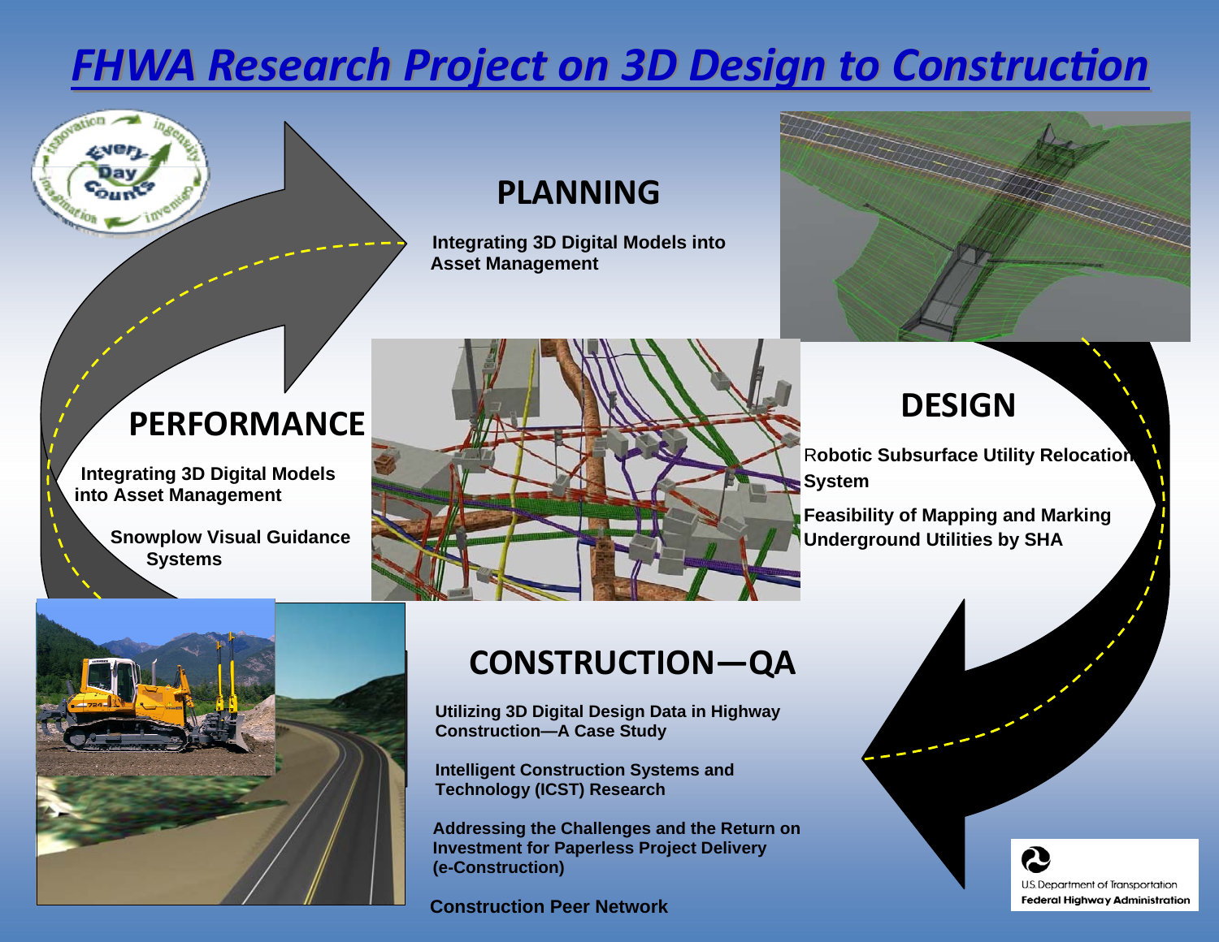# FHWA Research Project on 3D Design to Construction

## PLANNING

**Integrating 3D Digital Models into Asset Management**

## DESIGN

**Robotic Subsurface Utility Relocation System**

**Feasibility of Mapping and Marking Underground Utilities by SHA**

## CONSTRUCTION—QA

**Utilizing 3D Digital Design Data in Highway Construction—A Case Study**

**Intelligent Construction Systems and Technology (ICST) Research**

**Addressing the Challenges and the Return on Investment for Paperless Project Delivery (e-Construction)**

**Construction Peer Network**

## PERFORMANCE

**Integrating 3D Digital Models into Asset Management**

**Snowplow Visual Guidance Systems**

U.S. Department of Transportation
**Federal Highway Administration**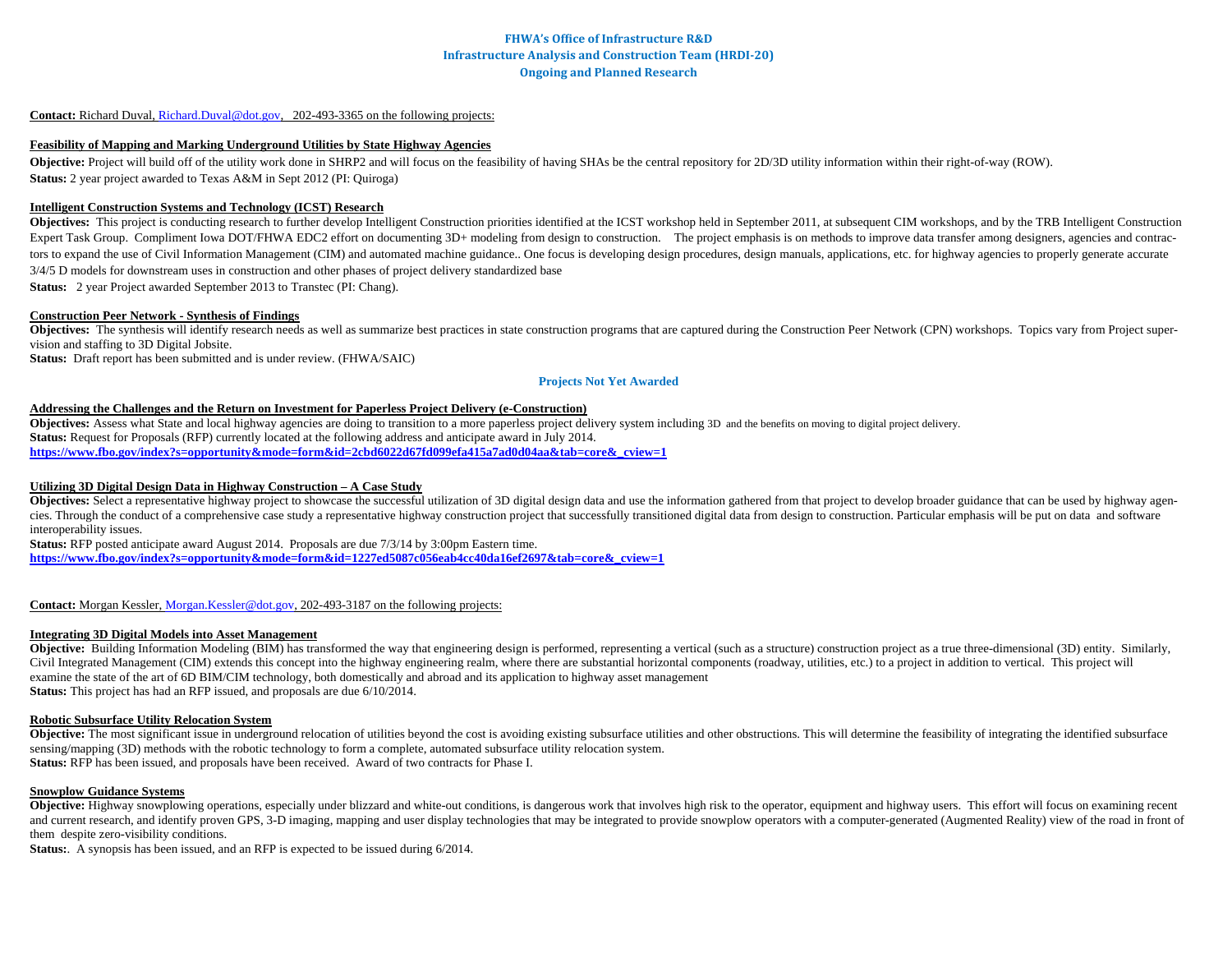# FHWA's Office of Infrastructure R&D
## Infrastructure Analysis and Construction Team (HRDI-20)
## Ongoing and Planned Research

**Contact:** Richard Duval, Richard.Duval@dot.gov, 202-493-3365 on the following projects:

### Feasibility of Mapping and Marking Underground Utilities by State Highway Agencies

**Objective:** Project will build off of the utility work done in SHRP2 and will focus on the feasibility of having SHAs be the central repository for 2D/3D utility information within their right-of-way (ROW).
**Status:** 2 year project awarded to Texas A&M in Sept 2012 (PI: Quiroga)

### Intelligent Construction Systems and Technology (ICST) Research

**Objectives:** This project is conducting research to further develop Intelligent Construction priorities identified at the ICST workshop held in September 2011, at subsequent CIM workshops, and by the TRB Intelligent Construction Expert Task Group. Compliment Iowa DOT/FHWA EDC2 effort on documenting 3D+ modeling from design to construction. The project emphasis is on methods to improve data transfer among designers, agencies and contractors to expand the use of Civil Information Management (CIM) and automated machine guidance.. One focus is developing design procedures, design manuals, applications, etc. for highway agencies to properly generate accurate 3/4/5 D models for downstream uses in construction and other phases of project delivery standardized base
**Status:** 2 year Project awarded September 2013 to Transtec (PI: Chang).

### Construction Peer Network - Synthesis of Findings

**Objectives:** The synthesis will identify research needs as well as summarize best practices in state construction programs that are captured during the Construction Peer Network (CPN) workshops. Topics vary from Project supervision and staffing to 3D Digital Jobsite.
**Status:** Draft report has been submitted and is under review. (FHWA/SAIC)

## Projects Not Yet Awarded

### Addressing the Challenges and the Return on Investment for Paperless Project Delivery (e-Construction)

**Objectives:** Assess what State and local highway agencies are doing to transition to a more paperless project delivery system including 3D and the benefits on moving to digital project delivery.
**Status:** Request for Proposals (RFP) currently located at the following address and anticipate award in July 2014.
**https://www.fbo.gov/index?s=opportunity&mode=form&id=2cbd6022d67fd099efa415a7ad0d04aa&tab=core&_cview=1**

### Utilizing 3D Digital Design Data in Highway Construction – A Case Study

**Objectives:** Select a representative highway project to showcase the successful utilization of 3D digital design data and use the information gathered from that project to develop broader guidance that can be used by highway agencies. Through the conduct of a comprehensive case study a representative highway construction project that successfully transitioned digital data from design to construction. Particular emphasis will be put on data and software interoperability issues.
**Status:** RFP posted anticipate award August 2014. Proposals are due 7/3/14 by 3:00pm Eastern time.
**https://www.fbo.gov/index?s=opportunity&mode=form&id=1227ed5087c056eab4cc40da16ef2697&tab=core&_cview=1**

**Contact:** Morgan Kessler, Morgan.Kessler@dot.gov, 202-493-3187 on the following projects:

### Integrating 3D Digital Models into Asset Management

**Objective:** Building Information Modeling (BIM) has transformed the way that engineering design is performed, representing a vertical (such as a structure) construction project as a true three-dimensional (3D) entity. Similarly, Civil Integrated Management (CIM) extends this concept into the highway engineering realm, where there are substantial horizontal components (roadway, utilities, etc.) to a project in addition to vertical. This project will examine the state of the art of 6D BIM/CIM technology, both domestically and abroad and its application to highway asset management
**Status:** This project has had an RFP issued, and proposals are due 6/10/2014.

### Robotic Subsurface Utility Relocation System

**Objective:** The most significant issue in underground relocation of utilities beyond the cost is avoiding existing subsurface utilities and other obstructions. This will determine the feasibility of integrating the identified subsurface sensing/mapping (3D) methods with the robotic technology to form a complete, automated subsurface utility relocation system.
**Status:** RFP has been issued, and proposals have been received. Award of two contracts for Phase I.

### Snowplow Guidance Systems

**Objective:** Highway snowplowing operations, especially under blizzard and white-out conditions, is dangerous work that involves high risk to the operator, equipment and highway users. This effort will focus on examining recent and current research, and identify proven GPS, 3-D imaging, mapping and user display technologies that may be integrated to provide snowplow operators with a computer-generated (Augmented Reality) view of the road in front of them despite zero-visibility conditions.
**Status:**. A synopsis has been issued, and an RFP is expected to be issued during 6/2014.